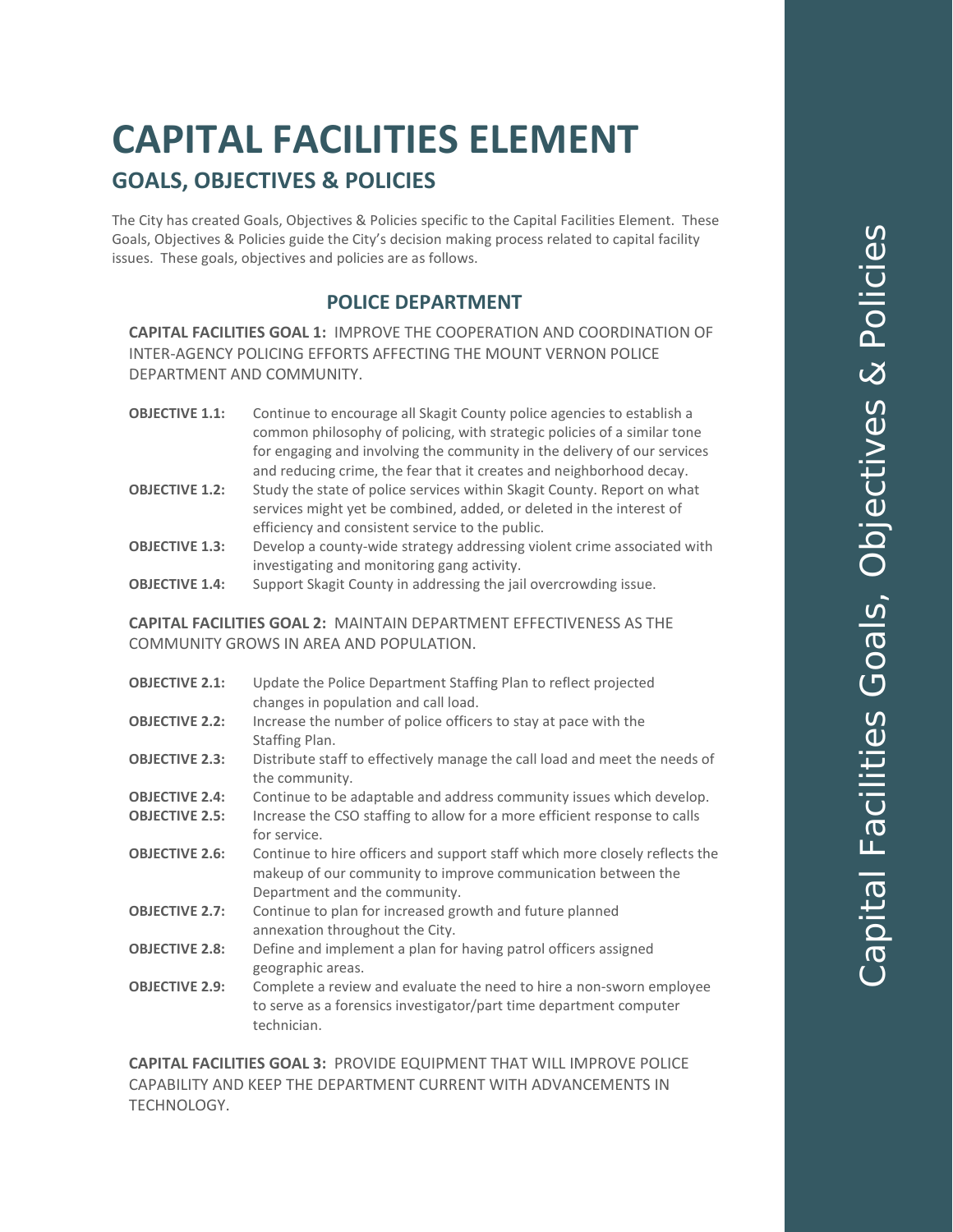# CAPITAL FACILITIES ELEMENT

## GOALS, OBJECTIVES & POLICIES

The City has created Goals, Objectives & Policies specific to the Capital Facilities Element. These Goals, Objectives & Policies guide the City's decision making process related to capital facility issues. These goals, objectives and policies are as follows.

### POLICE DEPARTMENT

**CAPITAL FACILITIES GOAL 1:** IMPROVE THE COOPERATION AND COORDINATION OF INTER-AGENCY POLICING EFFORTS AFFECTING THE MOUNT VERNON POLICE DEPARTMENT AND COMMUNITY.

**OBJECTIVE 1.1:** Continue to encourage all Skagit County police agencies to establish a common philosophy of policing, with strategic policies of a similar tone for engaging and involving the community in the delivery of our services and reducing crime, the fear that it creates and neighborhood decay.

**OBJECTIVE 1.2:** Study the state of police services within Skagit County. Report on what services might yet be combined, added, or deleted in the interest of efficiency and consistent service to the public.

**OBJECTIVE 1.3:** Develop a county-wide strategy addressing violent crime associated with investigating and monitoring gang activity.

**OBJECTIVE 1.4:** Support Skagit County in addressing the jail overcrowding issue.

**CAPITAL FACILITIES GOAL 2:** MAINTAIN DEPARTMENT EFFECTIVENESS AS THE COMMUNITY GROWS IN AREA AND POPULATION.

**OBJECTIVE 2.1:** Update the Police Department Staffing Plan to reflect projected changes in population and call load.

**OBJECTIVE 2.2:** Increase the number of police officers to stay at pace with the Staffing Plan.

**OBJECTIVE 2.3:** Distribute staff to effectively manage the call load and meet the needs of the community.

**OBJECTIVE 2.4:** Continue to be adaptable and address community issues which develop.

**OBJECTIVE 2.5:** Increase the CSO staffing to allow for a more efficient response to calls for service.

**OBJECTIVE 2.6:** Continue to hire officers and support staff which more closely reflects the makeup of our community to improve communication between the Department and the community.

**OBJECTIVE 2.7:** Continue to plan for increased growth and future planned annexation throughout the City.

**OBJECTIVE 2.8:** Define and implement a plan for having patrol officers assigned geographic areas.

**OBJECTIVE 2.9:** Complete a review and evaluate the need to hire a non-sworn employee to serve as a forensics investigator/part time department computer technician.

**CAPITAL FACILITIES GOAL 3:** PROVIDE EQUIPMENT THAT WILL IMPROVE POLICE CAPABILITY AND KEEP THE DEPARTMENT CURRENT WITH ADVANCEMENTS IN TECHNOLOGY.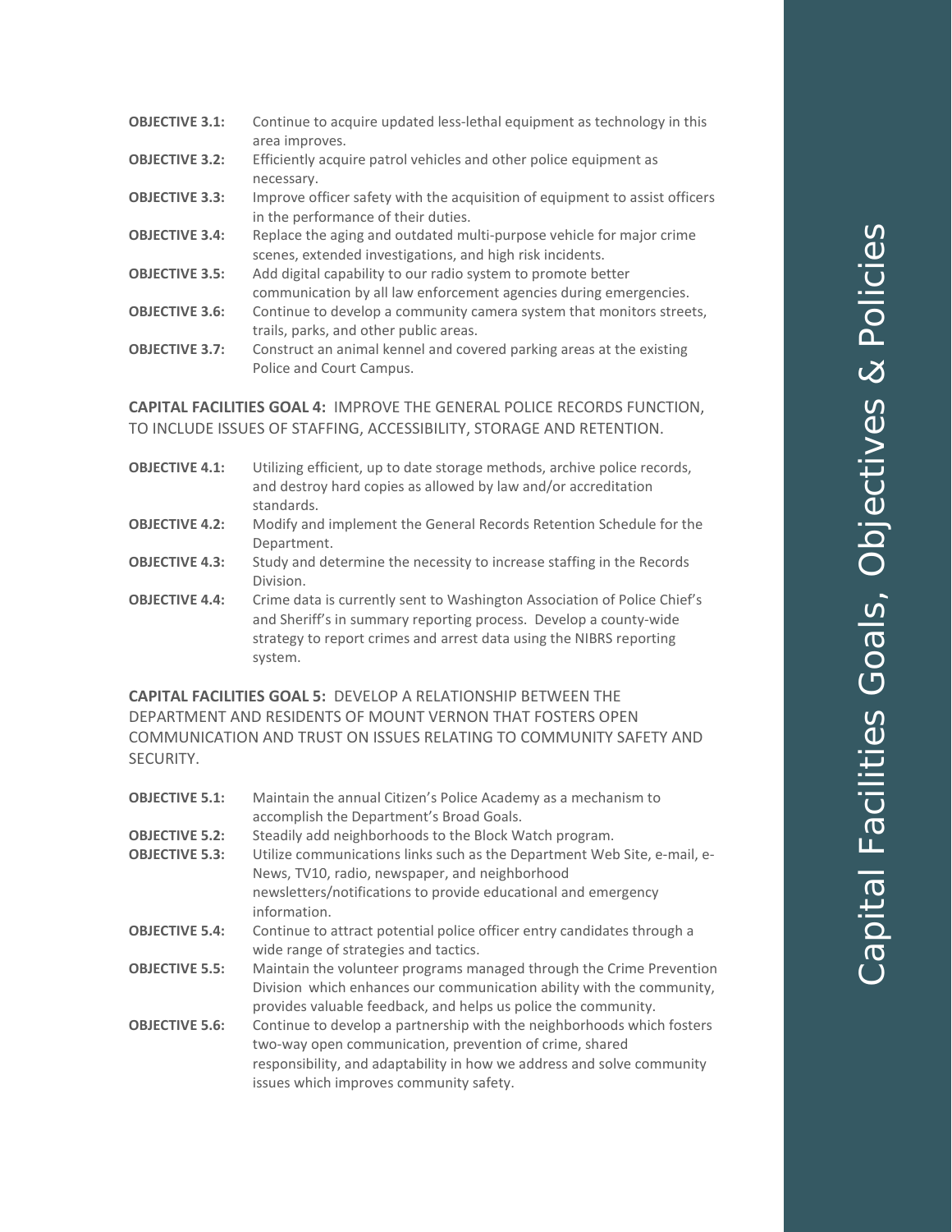**OBJECTIVE 3.1:** Continue to acquire updated less-lethal equipment as technology in this area improves.

**OBJECTIVE 3.2:** Efficiently acquire patrol vehicles and other police equipment as necessary.

**OBJECTIVE 3.3:** Improve officer safety with the acquisition of equipment to assist officers in the performance of their duties.

**OBJECTIVE 3.4:** Replace the aging and outdated multi-purpose vehicle for major crime scenes, extended investigations, and high risk incidents.

**OBJECTIVE 3.5:** Add digital capability to our radio system to promote better communication by all law enforcement agencies during emergencies.

**OBJECTIVE 3.6:** Continue to develop a community camera system that monitors streets, trails, parks, and other public areas.

**OBJECTIVE 3.7:** Construct an animal kennel and covered parking areas at the existing Police and Court Campus.

**CAPITAL FACILITIES GOAL 4:** IMPROVE THE GENERAL POLICE RECORDS FUNCTION, TO INCLUDE ISSUES OF STAFFING, ACCESSIBILITY, STORAGE AND RETENTION.

**OBJECTIVE 4.1:** Utilizing efficient, up to date storage methods, archive police records, and destroy hard copies as allowed by law and/or accreditation standards.

**OBJECTIVE 4.2:** Modify and implement the General Records Retention Schedule for the Department.

**OBJECTIVE 4.3:** Study and determine the necessity to increase staffing in the Records Division.

**OBJECTIVE 4.4:** Crime data is currently sent to Washington Association of Police Chief's and Sheriff's in summary reporting process. Develop a county-wide strategy to report crimes and arrest data using the NIBRS reporting system.

**CAPITAL FACILITIES GOAL 5:** DEVELOP A RELATIONSHIP BETWEEN THE DEPARTMENT AND RESIDENTS OF MOUNT VERNON THAT FOSTERS OPEN COMMUNICATION AND TRUST ON ISSUES RELATING TO COMMUNITY SAFETY AND SECURITY.

**OBJECTIVE 5.1:** Maintain the annual Citizen's Police Academy as a mechanism to accomplish the Department's Broad Goals.

**OBJECTIVE 5.2:** Steadily add neighborhoods to the Block Watch program.

**OBJECTIVE 5.3:** Utilize communications links such as the Department Web Site, e-mail, e-News, TV10, radio, newspaper, and neighborhood newsletters/notifications to provide educational and emergency information.

**OBJECTIVE 5.4:** Continue to attract potential police officer entry candidates through a wide range of strategies and tactics.

**OBJECTIVE 5.5:** Maintain the volunteer programs managed through the Crime Prevention Division which enhances our communication ability with the community, provides valuable feedback, and helps us police the community.

**OBJECTIVE 5.6:** Continue to develop a partnership with the neighborhoods which fosters two-way open communication, prevention of crime, shared responsibility, and adaptability in how we address and solve community issues which improves community safety.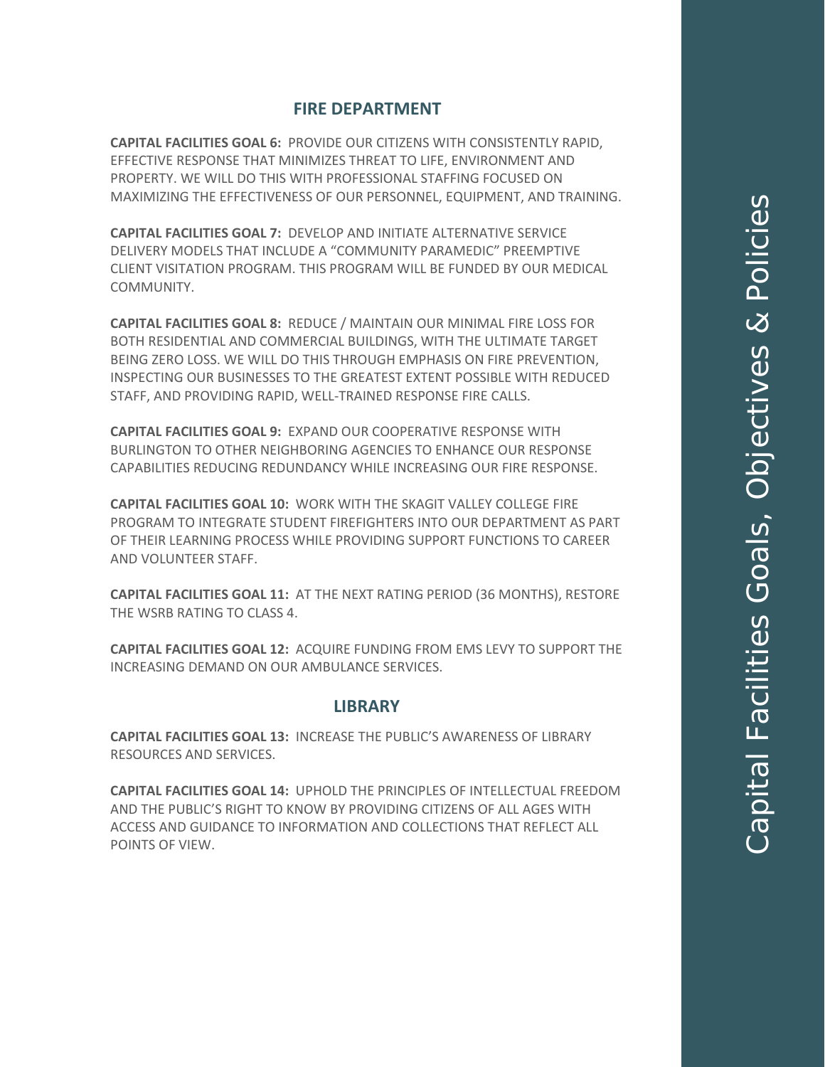## FIRE DEPARTMENT

**CAPITAL FACILITIES GOAL 6:** PROVIDE OUR CITIZENS WITH CONSISTENTLY RAPID, EFFECTIVE RESPONSE THAT MINIMIZES THREAT TO LIFE, ENVIRONMENT AND PROPERTY. WE WILL DO THIS WITH PROFESSIONAL STAFFING FOCUSED ON MAXIMIZING THE EFFECTIVENESS OF OUR PERSONNEL, EQUIPMENT, AND TRAINING.

**CAPITAL FACILITIES GOAL 7:** DEVELOP AND INITIATE ALTERNATIVE SERVICE DELIVERY MODELS THAT INCLUDE A "COMMUNITY PARAMEDIC" PREEMPTIVE CLIENT VISITATION PROGRAM. THIS PROGRAM WILL BE FUNDED BY OUR MEDICAL COMMUNITY.

**CAPITAL FACILITIES GOAL 8:** REDUCE / MAINTAIN OUR MINIMAL FIRE LOSS FOR BOTH RESIDENTIAL AND COMMERCIAL BUILDINGS, WITH THE ULTIMATE TARGET BEING ZERO LOSS. WE WILL DO THIS THROUGH EMPHASIS ON FIRE PREVENTION, INSPECTING OUR BUSINESSES TO THE GREATEST EXTENT POSSIBLE WITH REDUCED STAFF, AND PROVIDING RAPID, WELL-TRAINED RESPONSE FIRE CALLS.

**CAPITAL FACILITIES GOAL 9:** EXPAND OUR COOPERATIVE RESPONSE WITH BURLINGTON TO OTHER NEIGHBORING AGENCIES TO ENHANCE OUR RESPONSE CAPABILITIES REDUCING REDUNDANCY WHILE INCREASING OUR FIRE RESPONSE.

**CAPITAL FACILITIES GOAL 10:** WORK WITH THE SKAGIT VALLEY COLLEGE FIRE PROGRAM TO INTEGRATE STUDENT FIREFIGHTERS INTO OUR DEPARTMENT AS PART OF THEIR LEARNING PROCESS WHILE PROVIDING SUPPORT FUNCTIONS TO CAREER AND VOLUNTEER STAFF.

**CAPITAL FACILITIES GOAL 11:** AT THE NEXT RATING PERIOD (36 MONTHS), RESTORE THE WSRB RATING TO CLASS 4.

**CAPITAL FACILITIES GOAL 12:** ACQUIRE FUNDING FROM EMS LEVY TO SUPPORT THE INCREASING DEMAND ON OUR AMBULANCE SERVICES.

## LIBRARY

**CAPITAL FACILITIES GOAL 13:** INCREASE THE PUBLIC'S AWARENESS OF LIBRARY RESOURCES AND SERVICES.

**CAPITAL FACILITIES GOAL 14:** UPHOLD THE PRINCIPLES OF INTELLECTUAL FREEDOM AND THE PUBLIC'S RIGHT TO KNOW BY PROVIDING CITIZENS OF ALL AGES WITH ACCESS AND GUIDANCE TO INFORMATION AND COLLECTIONS THAT REFLECT ALL POINTS OF VIEW.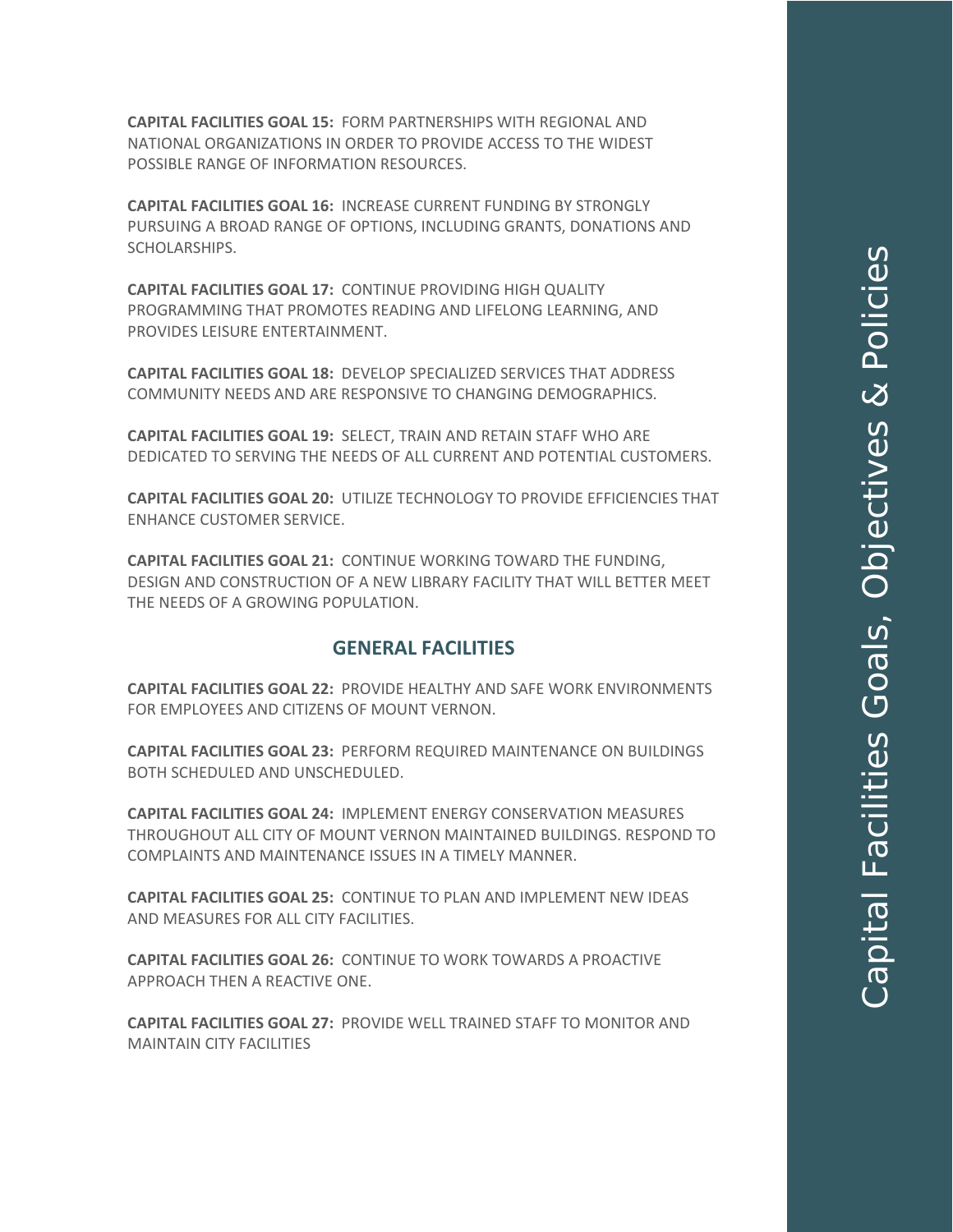**CAPITAL FACILITIES GOAL 15:** FORM PARTNERSHIPS WITH REGIONAL AND NATIONAL ORGANIZATIONS IN ORDER TO PROVIDE ACCESS TO THE WIDEST POSSIBLE RANGE OF INFORMATION RESOURCES.

**CAPITAL FACILITIES GOAL 16:** INCREASE CURRENT FUNDING BY STRONGLY PURSUING A BROAD RANGE OF OPTIONS, INCLUDING GRANTS, DONATIONS AND SCHOLARSHIPS.

**CAPITAL FACILITIES GOAL 17:** CONTINUE PROVIDING HIGH QUALITY PROGRAMMING THAT PROMOTES READING AND LIFELONG LEARNING, AND PROVIDES LEISURE ENTERTAINMENT.

**CAPITAL FACILITIES GOAL 18:** DEVELOP SPECIALIZED SERVICES THAT ADDRESS COMMUNITY NEEDS AND ARE RESPONSIVE TO CHANGING DEMOGRAPHICS.

**CAPITAL FACILITIES GOAL 19:** SELECT, TRAIN AND RETAIN STAFF WHO ARE DEDICATED TO SERVING THE NEEDS OF ALL CURRENT AND POTENTIAL CUSTOMERS.

**CAPITAL FACILITIES GOAL 20:** UTILIZE TECHNOLOGY TO PROVIDE EFFICIENCIES THAT ENHANCE CUSTOMER SERVICE.

**CAPITAL FACILITIES GOAL 21:** CONTINUE WORKING TOWARD THE FUNDING, DESIGN AND CONSTRUCTION OF A NEW LIBRARY FACILITY THAT WILL BETTER MEET THE NEEDS OF A GROWING POPULATION.

## GENERAL FACILITIES

**CAPITAL FACILITIES GOAL 22:** PROVIDE HEALTHY AND SAFE WORK ENVIRONMENTS FOR EMPLOYEES AND CITIZENS OF MOUNT VERNON.

**CAPITAL FACILITIES GOAL 23:** PERFORM REQUIRED MAINTENANCE ON BUILDINGS BOTH SCHEDULED AND UNSCHEDULED.

**CAPITAL FACILITIES GOAL 24:** IMPLEMENT ENERGY CONSERVATION MEASURES THROUGHOUT ALL CITY OF MOUNT VERNON MAINTAINED BUILDINGS. RESPOND TO COMPLAINTS AND MAINTENANCE ISSUES IN A TIMELY MANNER.

**CAPITAL FACILITIES GOAL 25:** CONTINUE TO PLAN AND IMPLEMENT NEW IDEAS AND MEASURES FOR ALL CITY FACILITIES.

**CAPITAL FACILITIES GOAL 26:** CONTINUE TO WORK TOWARDS A PROACTIVE APPROACH THEN A REACTIVE ONE.

**CAPITAL FACILITIES GOAL 27:** PROVIDE WELL TRAINED STAFF TO MONITOR AND MAINTAIN CITY FACILITIES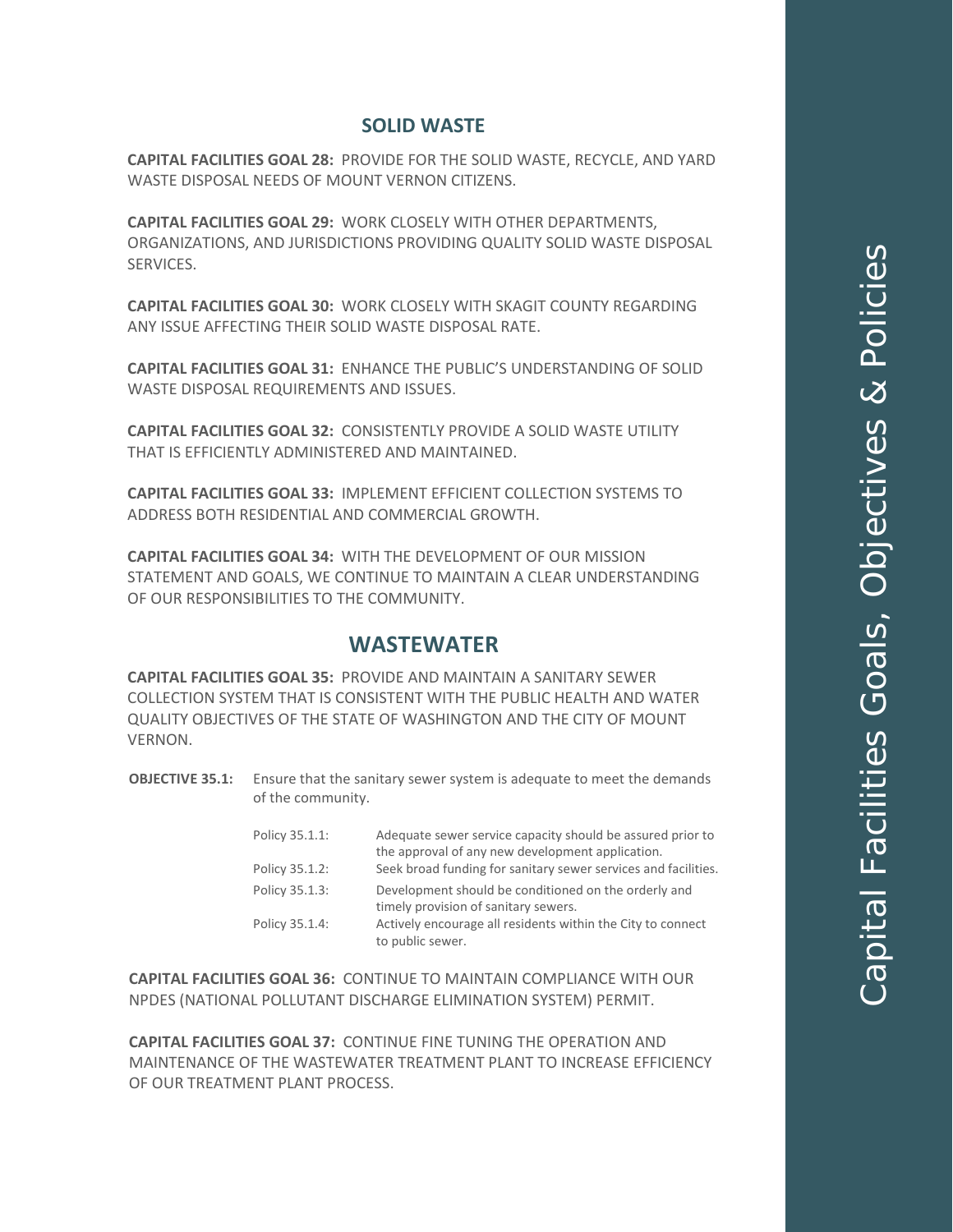## SOLID WASTE

**CAPITAL FACILITIES GOAL 28:** PROVIDE FOR THE SOLID WASTE, RECYCLE, AND YARD WASTE DISPOSAL NEEDS OF MOUNT VERNON CITIZENS.

**CAPITAL FACILITIES GOAL 29:** WORK CLOSELY WITH OTHER DEPARTMENTS, ORGANIZATIONS, AND JURISDICTIONS PROVIDING QUALITY SOLID WASTE DISPOSAL SERVICES.

**CAPITAL FACILITIES GOAL 30:** WORK CLOSELY WITH SKAGIT COUNTY REGARDING ANY ISSUE AFFECTING THEIR SOLID WASTE DISPOSAL RATE.

**CAPITAL FACILITIES GOAL 31:** ENHANCE THE PUBLIC'S UNDERSTANDING OF SOLID WASTE DISPOSAL REQUIREMENTS AND ISSUES.

**CAPITAL FACILITIES GOAL 32:** CONSISTENTLY PROVIDE A SOLID WASTE UTILITY THAT IS EFFICIENTLY ADMINISTERED AND MAINTAINED.

**CAPITAL FACILITIES GOAL 33:** IMPLEMENT EFFICIENT COLLECTION SYSTEMS TO ADDRESS BOTH RESIDENTIAL AND COMMERCIAL GROWTH.

**CAPITAL FACILITIES GOAL 34:** WITH THE DEVELOPMENT OF OUR MISSION STATEMENT AND GOALS, WE CONTINUE TO MAINTAIN A CLEAR UNDERSTANDING OF OUR RESPONSIBILITIES TO THE COMMUNITY.

## WASTEWATER

**CAPITAL FACILITIES GOAL 35:** PROVIDE AND MAINTAIN A SANITARY SEWER COLLECTION SYSTEM THAT IS CONSISTENT WITH THE PUBLIC HEALTH AND WATER QUALITY OBJECTIVES OF THE STATE OF WASHINGTON AND THE CITY OF MOUNT VERNON.

**OBJECTIVE 35.1:** Ensure that the sanitary sewer system is adequate to meet the demands of the community.

- Policy 35.1.1: Adequate sewer service capacity should be assured prior to the approval of any new development application.
- Policy 35.1.2: Seek broad funding for sanitary sewer services and facilities.
- Policy 35.1.3: Development should be conditioned on the orderly and timely provision of sanitary sewers.
- Policy 35.1.4: Actively encourage all residents within the City to connect to public sewer.

**CAPITAL FACILITIES GOAL 36:** CONTINUE TO MAINTAIN COMPLIANCE WITH OUR NPDES (NATIONAL POLLUTANT DISCHARGE ELIMINATION SYSTEM) PERMIT.

**CAPITAL FACILITIES GOAL 37:** CONTINUE FINE TUNING THE OPERATION AND MAINTENANCE OF THE WASTEWATER TREATMENT PLANT TO INCREASE EFFICIENCY OF OUR TREATMENT PLANT PROCESS.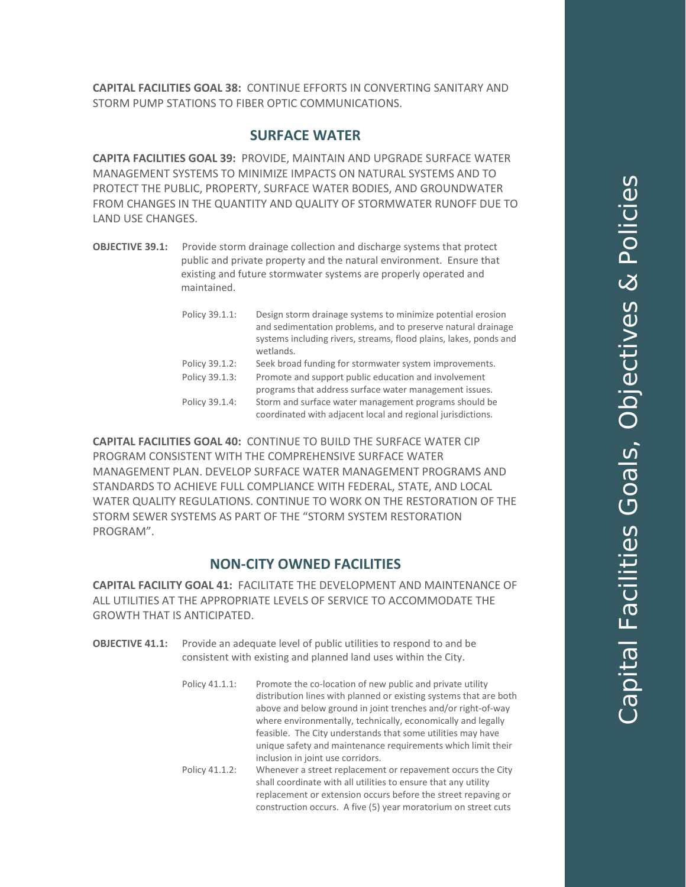**CAPITAL FACILITIES GOAL 38:** CONTINUE EFFORTS IN CONVERTING SANITARY AND STORM PUMP STATIONS TO FIBER OPTIC COMMUNICATIONS.

## SURFACE WATER

**CAPITA FACILITIES GOAL 39:** PROVIDE, MAINTAIN AND UPGRADE SURFACE WATER MANAGEMENT SYSTEMS TO MINIMIZE IMPACTS ON NATURAL SYSTEMS AND TO PROTECT THE PUBLIC, PROPERTY, SURFACE WATER BODIES, AND GROUNDWATER FROM CHANGES IN THE QUANTITY AND QUALITY OF STORMWATER RUNOFF DUE TO LAND USE CHANGES.

**OBJECTIVE 39.1:** Provide storm drainage collection and discharge systems that protect public and private property and the natural environment. Ensure that existing and future stormwater systems are properly operated and maintained.

- Policy 39.1.1: Design storm drainage systems to minimize potential erosion and sedimentation problems, and to preserve natural drainage systems including rivers, streams, flood plains, lakes, ponds and wetlands.
- Policy 39.1.2: Seek broad funding for stormwater system improvements.
- Policy 39.1.3: Promote and support public education and involvement programs that address surface water management issues.
- Policy 39.1.4: Storm and surface water management programs should be coordinated with adjacent local and regional jurisdictions.

**CAPITAL FACILITIES GOAL 40:** CONTINUE TO BUILD THE SURFACE WATER CIP PROGRAM CONSISTENT WITH THE COMPREHENSIVE SURFACE WATER MANAGEMENT PLAN. DEVELOP SURFACE WATER MANAGEMENT PROGRAMS AND STANDARDS TO ACHIEVE FULL COMPLIANCE WITH FEDERAL, STATE, AND LOCAL WATER QUALITY REGULATIONS. CONTINUE TO WORK ON THE RESTORATION OF THE STORM SEWER SYSTEMS AS PART OF THE "STORM SYSTEM RESTORATION PROGRAM".

## NON-CITY OWNED FACILITIES

**CAPITAL FACILITY GOAL 41:** FACILITATE THE DEVELOPMENT AND MAINTENANCE OF ALL UTILITIES AT THE APPROPRIATE LEVELS OF SERVICE TO ACCOMMODATE THE GROWTH THAT IS ANTICIPATED.

**OBJECTIVE 41.1:** Provide an adequate level of public utilities to respond to and be consistent with existing and planned land uses within the City.

- Policy 41.1.1: Promote the co-location of new public and private utility distribution lines with planned or existing systems that are both above and below ground in joint trenches and/or right-of-way where environmentally, technically, economically and legally feasible. The City understands that some utilities may have unique safety and maintenance requirements which limit their inclusion in joint use corridors.
- Policy 41.1.2: Whenever a street replacement or repavement occurs the City shall coordinate with all utilities to ensure that any utility replacement or extension occurs before the street repaving or construction occurs. A five (5) year moratorium on street cuts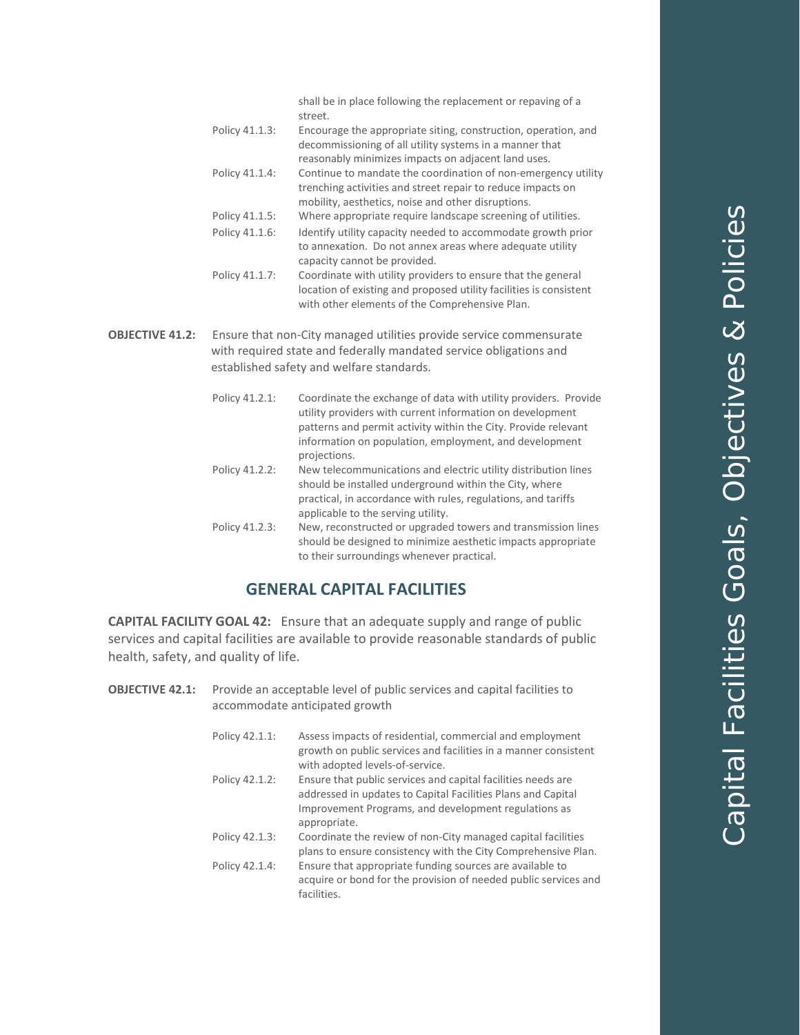shall be in place following the replacement or repaving of a street.

Policy 41.1.3: Encourage the appropriate siting, construction, operation, and decommissioning of all utility systems in a manner that reasonably minimizes impacts on adjacent land uses.

Policy 41.1.4: Continue to mandate the coordination of non-emergency utility trenching activities and street repair to reduce impacts on mobility, aesthetics, noise and other disruptions.

Policy 41.1.5: Where appropriate require landscape screening of utilities.

Policy 41.1.6: Identify utility capacity needed to accommodate growth prior to annexation. Do not annex areas where adequate utility capacity cannot be provided.

Policy 41.1.7: Coordinate with utility providers to ensure that the general location of existing and proposed utility facilities is consistent with other elements of the Comprehensive Plan.

**OBJECTIVE 41.2:** Ensure that non-City managed utilities provide service commensurate with required state and federally mandated service obligations and established safety and welfare standards.

Policy 41.2.1: Coordinate the exchange of data with utility providers. Provide utility providers with current information on development patterns and permit activity within the City. Provide relevant information on population, employment, and development projections.

Policy 41.2.2: New telecommunications and electric utility distribution lines should be installed underground within the City, where practical, in accordance with rules, regulations, and tariffs applicable to the serving utility.

Policy 41.2.3: New, reconstructed or upgraded towers and transmission lines should be designed to minimize aesthetic impacts appropriate to their surroundings whenever practical.

## GENERAL CAPITAL FACILITIES

**CAPITAL FACILITY GOAL 42:** Ensure that an adequate supply and range of public services and capital facilities are available to provide reasonable standards of public health, safety, and quality of life.

**OBJECTIVE 42.1:** Provide an acceptable level of public services and capital facilities to accommodate anticipated growth

Policy 42.1.1: Assess impacts of residential, commercial and employment growth on public services and facilities in a manner consistent with adopted levels-of-service.

Policy 42.1.2: Ensure that public services and capital facilities needs are addressed in updates to Capital Facilities Plans and Capital Improvement Programs, and development regulations as appropriate.

Policy 42.1.3: Coordinate the review of non-City managed capital facilities plans to ensure consistency with the City Comprehensive Plan.

Policy 42.1.4: Ensure that appropriate funding sources are available to acquire or bond for the provision of needed public services and facilities.